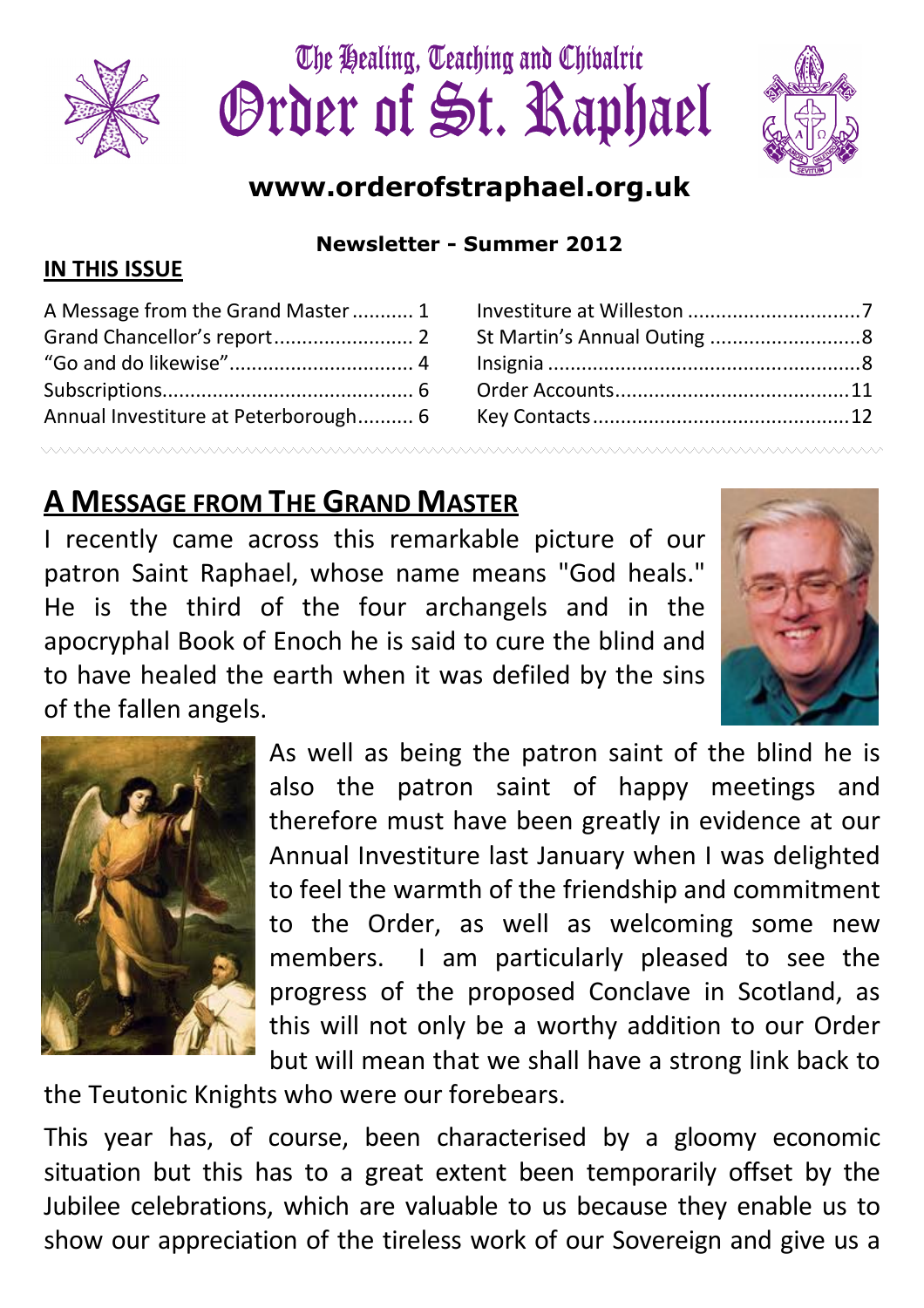# The Healing, Teaching and Chivalric Order of St. Raphael

**www.orderofstraphael.org.uk**

**Newsletter - Summer 2012**

**IN THIS ISSUE**

| | | | |
|---|---|---|---|
| A Message from the Grand Master | 1 | Investiture at Willeston | 7 |
| Grand Chancellor's report | 2 | St Martin's Annual Outing | 8 |
| "Go and do likewise" | 4 | Insignia | 8 |
| Subscriptions | 6 | Order Accounts | 11 |
| Annual Investiture at Peterborough | 6 | Key Contacts | 12 |

## A MESSAGE FROM THE GRAND MASTER

I recently came across this remarkable picture of our patron Saint Raphael, whose name means "God heals." He is the third of the four archangels and in the apocryphal Book of Enoch he is said to cure the blind and to have healed the earth when it was defiled by the sins of the fallen angels.

As well as being the patron saint of the blind he is also the patron saint of happy meetings and therefore must have been greatly in evidence at our Annual Investiture last January when I was delighted to feel the warmth of the friendship and commitment to the Order, as well as welcoming some new members. I am particularly pleased to see the progress of the proposed Conclave in Scotland, as this will not only be a worthy addition to our Order but will mean that we shall have a strong link back to the Teutonic Knights who were our forebears.

This year has, of course, been characterised by a gloomy economic situation but this has to a great extent been temporarily offset by the Jubilee celebrations, which are valuable to us because they enable us to show our appreciation of the tireless work of our Sovereign and give us a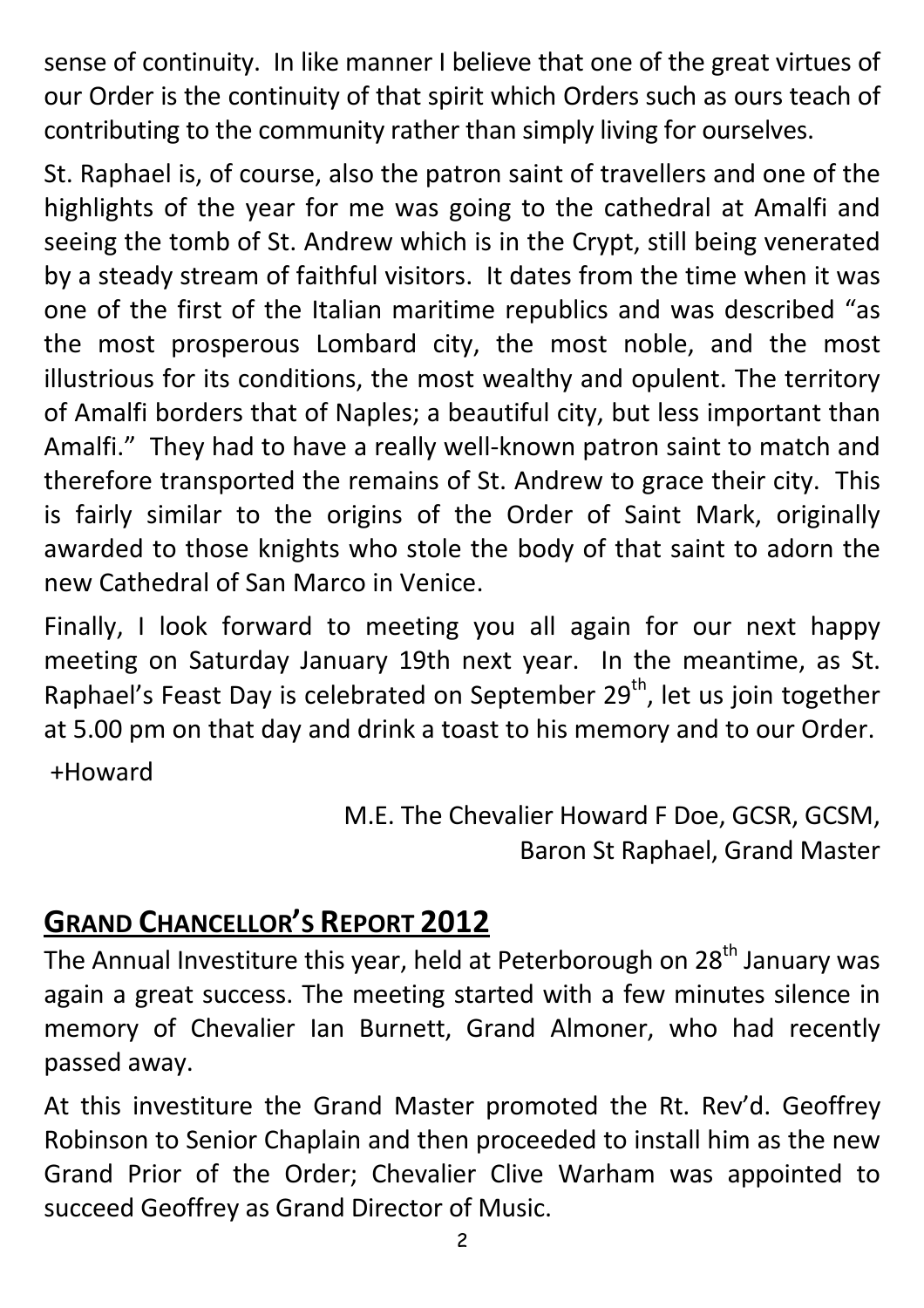sense of continuity. In like manner I believe that one of the great virtues of our Order is the continuity of that spirit which Orders such as ours teach of contributing to the community rather than simply living for ourselves.

St. Raphael is, of course, also the patron saint of travellers and one of the highlights of the year for me was going to the cathedral at Amalfi and seeing the tomb of St. Andrew which is in the Crypt, still being venerated by a steady stream of faithful visitors. It dates from the time when it was one of the first of the Italian maritime republics and was described "as the most prosperous Lombard city, the most noble, and the most illustrious for its conditions, the most wealthy and opulent. The territory of Amalfi borders that of Naples; a beautiful city, but less important than Amalfi." They had to have a really well-known patron saint to match and therefore transported the remains of St. Andrew to grace their city. This is fairly similar to the origins of the Order of Saint Mark, originally awarded to those knights who stole the body of that saint to adorn the new Cathedral of San Marco in Venice.

Finally, I look forward to meeting you all again for our next happy meeting on Saturday January 19th next year. In the meantime, as St. Raphael's Feast Day is celebrated on September 29th, let us join together at 5.00 pm on that day and drink a toast to his memory and to our Order.

+Howard

M.E. The Chevalier Howard F Doe, GCSR, GCSM,
Baron St Raphael, Grand Master

## GRAND CHANCELLOR'S REPORT 2012

The Annual Investiture this year, held at Peterborough on 28th January was again a great success. The meeting started with a few minutes silence in memory of Chevalier Ian Burnett, Grand Almoner, who had recently passed away.

At this investiture the Grand Master promoted the Rt. Rev'd. Geoffrey Robinson to Senior Chaplain and then proceeded to install him as the new Grand Prior of the Order; Chevalier Clive Warham was appointed to succeed Geoffrey as Grand Director of Music.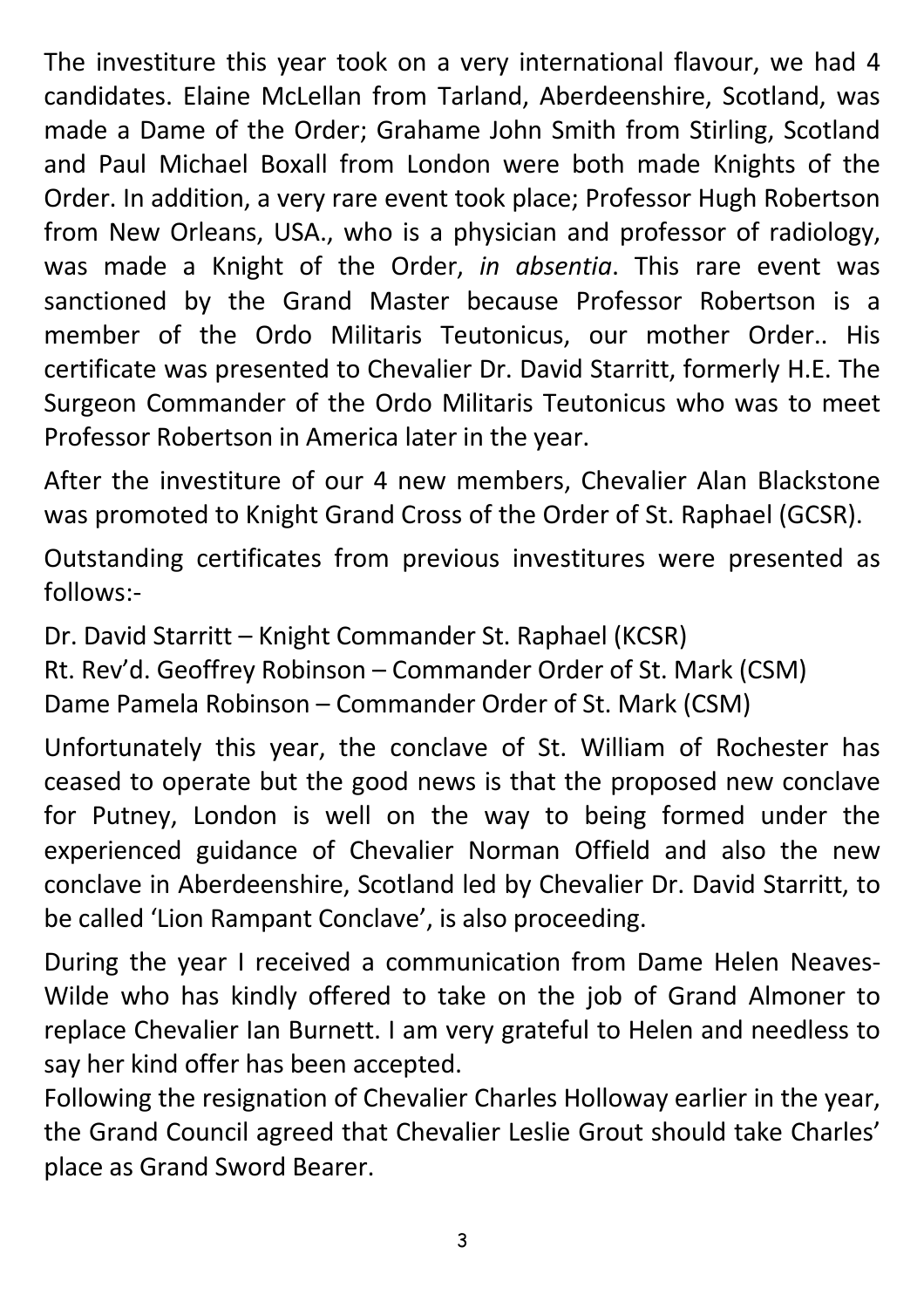The investiture this year took on a very international flavour, we had 4 candidates. Elaine McLellan from Tarland, Aberdeenshire, Scotland, was made a Dame of the Order; Grahame John Smith from Stirling, Scotland and Paul Michael Boxall from London were both made Knights of the Order. In addition, a very rare event took place; Professor Hugh Robertson from New Orleans, USA., who is a physician and professor of radiology, was made a Knight of the Order, *in absentia*. This rare event was sanctioned by the Grand Master because Professor Robertson is a member of the Ordo Militaris Teutonicus, our mother Order.. His certificate was presented to Chevalier Dr. David Starritt, formerly H.E. The Surgeon Commander of the Ordo Militaris Teutonicus who was to meet Professor Robertson in America later in the year.

After the investiture of our 4 new members, Chevalier Alan Blackstone was promoted to Knight Grand Cross of the Order of St. Raphael (GCSR).

Outstanding certificates from previous investitures were presented as follows:-

Dr. David Starritt – Knight Commander St. Raphael (KCSR)
Rt. Rev'd. Geoffrey Robinson – Commander Order of St. Mark (CSM)
Dame Pamela Robinson – Commander Order of St. Mark (CSM)

Unfortunately this year, the conclave of St. William of Rochester has ceased to operate but the good news is that the proposed new conclave for Putney, London is well on the way to being formed under the experienced guidance of Chevalier Norman Offield and also the new conclave in Aberdeenshire, Scotland led by Chevalier Dr. David Starritt, to be called 'Lion Rampant Conclave', is also proceeding.

During the year I received a communication from Dame Helen Neaves-Wilde who has kindly offered to take on the job of Grand Almoner to replace Chevalier Ian Burnett. I am very grateful to Helen and needless to say her kind offer has been accepted.
Following the resignation of Chevalier Charles Holloway earlier in the year, the Grand Council agreed that Chevalier Leslie Grout should take Charles' place as Grand Sword Bearer.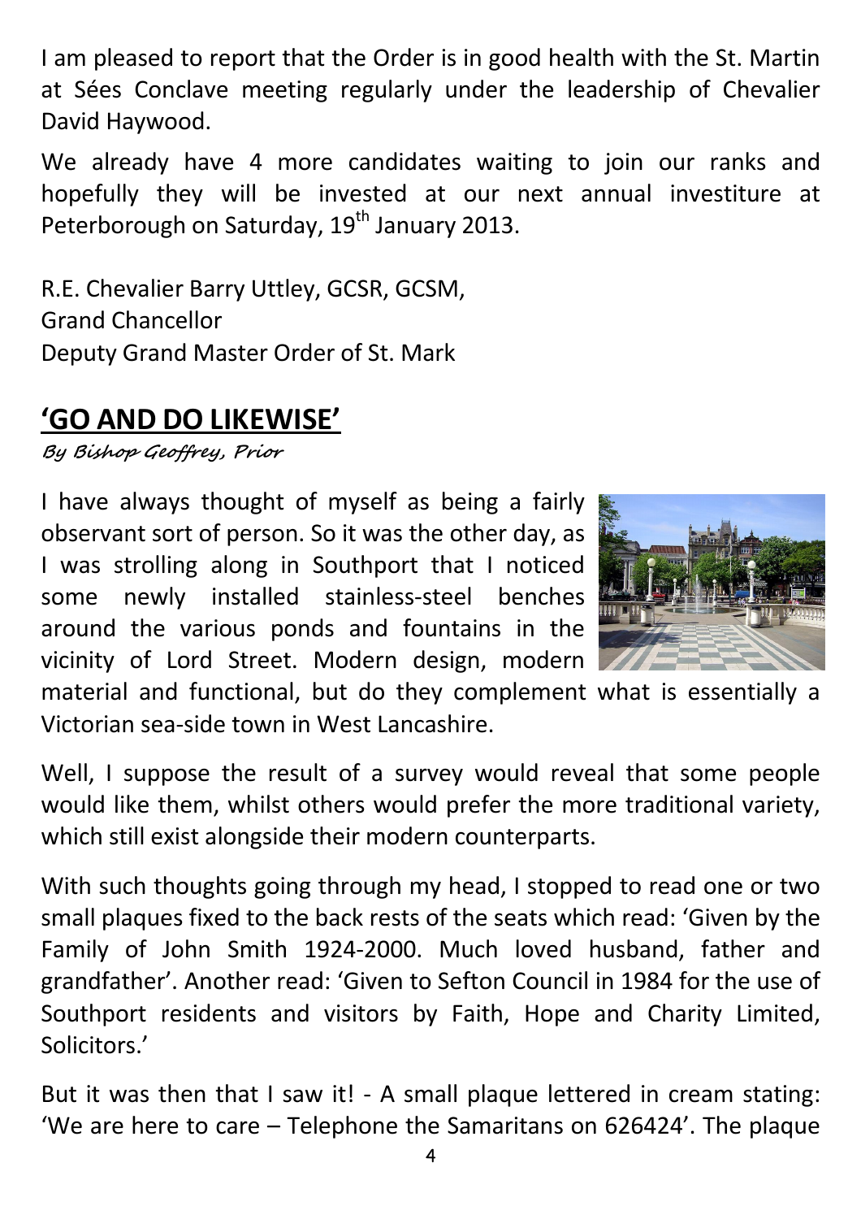I am pleased to report that the Order is in good health with the St. Martin at Sées Conclave meeting regularly under the leadership of Chevalier David Haywood.

We already have 4 more candidates waiting to join our ranks and hopefully they will be invested at our next annual investiture at Peterborough on Saturday, 19th January 2013.

R.E. Chevalier Barry Uttley, GCSR, GCSM,
Grand Chancellor
Deputy Grand Master Order of St. Mark

## 'GO AND DO LIKEWISE'

*By Bishop Geoffrey, Prior*

I have always thought of myself as being a fairly observant sort of person. So it was the other day, as I was strolling along in Southport that I noticed some newly installed stainless-steel benches around the various ponds and fountains in the vicinity of Lord Street. Modern design, modern material and functional, but do they complement what is essentially a Victorian sea-side town in West Lancashire.

Well, I suppose the result of a survey would reveal that some people would like them, whilst others would prefer the more traditional variety, which still exist alongside their modern counterparts.

With such thoughts going through my head, I stopped to read one or two small plaques fixed to the back rests of the seats which read: 'Given by the Family of John Smith 1924-2000. Much loved husband, father and grandfather'. Another read: 'Given to Sefton Council in 1984 for the use of Southport residents and visitors by Faith, Hope and Charity Limited, Solicitors.'

But it was then that I saw it! - A small plaque lettered in cream stating: 'We are here to care – Telephone the Samaritans on 626424'. The plaque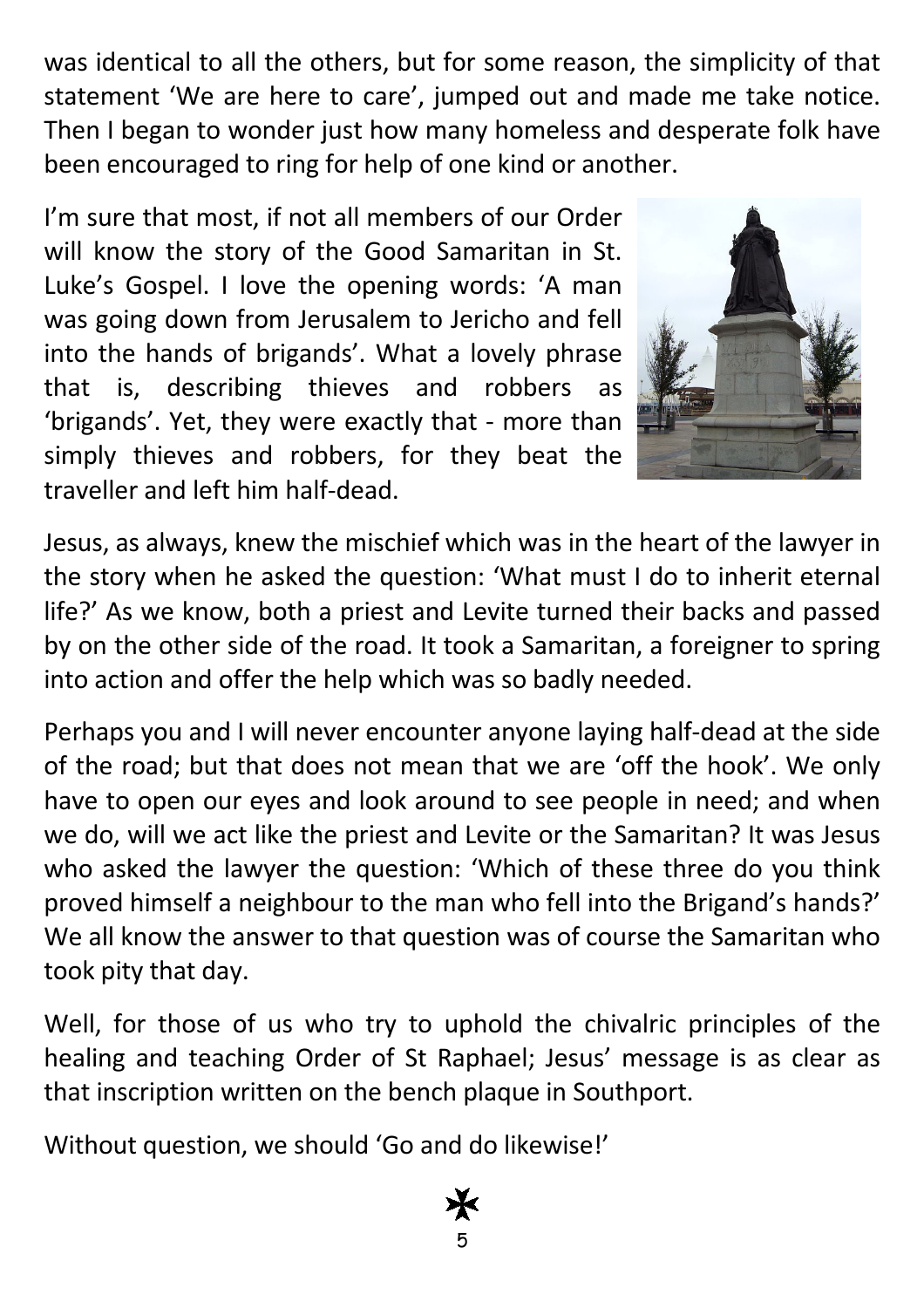was identical to all the others, but for some reason, the simplicity of that statement 'We are here to care', jumped out and made me take notice. Then I began to wonder just how many homeless and desperate folk have been encouraged to ring for help of one kind or another.

I'm sure that most, if not all members of our Order will know the story of the Good Samaritan in St. Luke's Gospel. I love the opening words: 'A man was going down from Jerusalem to Jericho and fell into the hands of brigands'. What a lovely phrase that is, describing thieves and robbers as 'brigands'. Yet, they were exactly that - more than simply thieves and robbers, for they beat the traveller and left him half-dead.

Jesus, as always, knew the mischief which was in the heart of the lawyer in the story when he asked the question: 'What must I do to inherit eternal life?' As we know, both a priest and Levite turned their backs and passed by on the other side of the road. It took a Samaritan, a foreigner to spring into action and offer the help which was so badly needed.

Perhaps you and I will never encounter anyone laying half-dead at the side of the road; but that does not mean that we are 'off the hook'. We only have to open our eyes and look around to see people in need; and when we do, will we act like the priest and Levite or the Samaritan? It was Jesus who asked the lawyer the question: 'Which of these three do you think proved himself a neighbour to the man who fell into the Brigand's hands?' We all know the answer to that question was of course the Samaritan who took pity that day.

Well, for those of us who try to uphold the chivalric principles of the healing and teaching Order of St Raphael; Jesus' message is as clear as that inscription written on the bench plaque in Southport.

Without question, we should 'Go and do likewise!'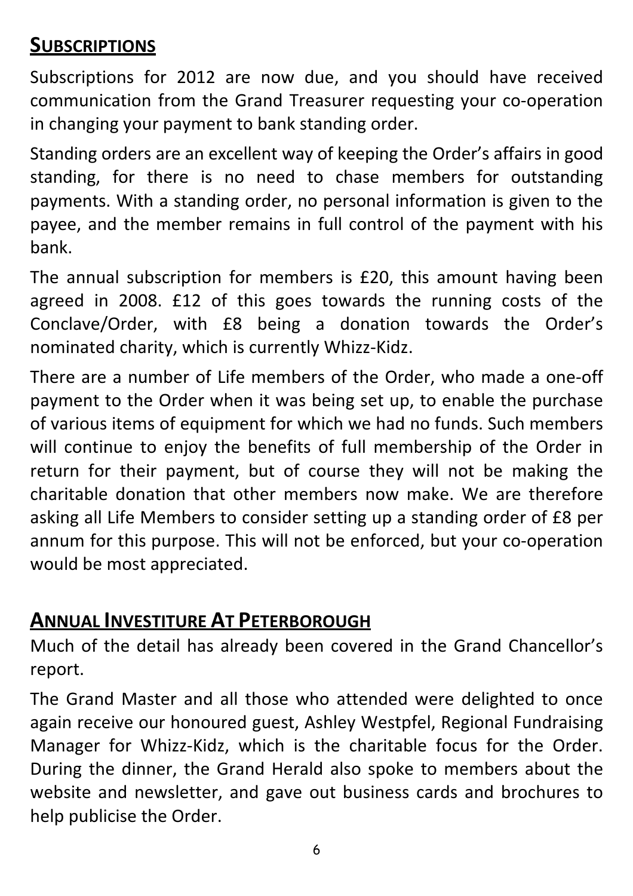## SUBSCRIPTIONS

Subscriptions for 2012 are now due, and you should have received communication from the Grand Treasurer requesting your co-operation in changing your payment to bank standing order.

Standing orders are an excellent way of keeping the Order's affairs in good standing, for there is no need to chase members for outstanding payments. With a standing order, no personal information is given to the payee, and the member remains in full control of the payment with his bank.

The annual subscription for members is £20, this amount having been agreed in 2008. £12 of this goes towards the running costs of the Conclave/Order, with £8 being a donation towards the Order's nominated charity, which is currently Whizz-Kidz.

There are a number of Life members of the Order, who made a one-off payment to the Order when it was being set up, to enable the purchase of various items of equipment for which we had no funds. Such members will continue to enjoy the benefits of full membership of the Order in return for their payment, but of course they will not be making the charitable donation that other members now make. We are therefore asking all Life Members to consider setting up a standing order of £8 per annum for this purpose. This will not be enforced, but your co-operation would be most appreciated.

## ANNUAL INVESTITURE AT PETERBOROUGH

Much of the detail has already been covered in the Grand Chancellor's report.

The Grand Master and all those who attended were delighted to once again receive our honoured guest, Ashley Westpfel, Regional Fundraising Manager for Whizz-Kidz, which is the charitable focus for the Order. During the dinner, the Grand Herald also spoke to members about the website and newsletter, and gave out business cards and brochures to help publicise the Order.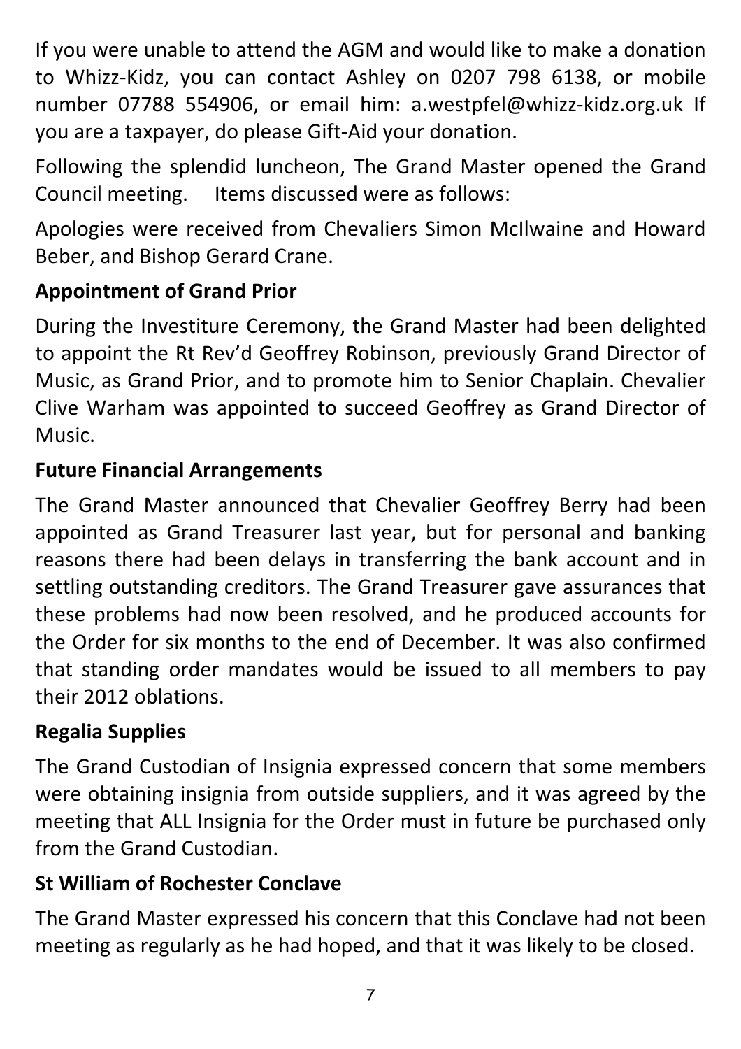If you were unable to attend the AGM and would like to make a donation to Whizz-Kidz, you can contact Ashley on 0207 798 6138, or mobile number 07788 554906, or email him: a.westpfel@whizz-kidz.org.uk If you are a taxpayer, do please Gift-Aid your donation.

Following the splendid luncheon, The Grand Master opened the Grand Council meeting. Items discussed were as follows:

Apologies were received from Chevaliers Simon McIlwaine and Howard Beber, and Bishop Gerard Crane.

**Appointment of Grand Prior**

During the Investiture Ceremony, the Grand Master had been delighted to appoint the Rt Rev'd Geoffrey Robinson, previously Grand Director of Music, as Grand Prior, and to promote him to Senior Chaplain. Chevalier Clive Warham was appointed to succeed Geoffrey as Grand Director of Music.

**Future Financial Arrangements**

The Grand Master announced that Chevalier Geoffrey Berry had been appointed as Grand Treasurer last year, but for personal and banking reasons there had been delays in transferring the bank account and in settling outstanding creditors. The Grand Treasurer gave assurances that these problems had now been resolved, and he produced accounts for the Order for six months to the end of December. It was also confirmed that standing order mandates would be issued to all members to pay their 2012 oblations.

**Regalia Supplies**

The Grand Custodian of Insignia expressed concern that some members were obtaining insignia from outside suppliers, and it was agreed by the meeting that ALL Insignia for the Order must in future be purchased only from the Grand Custodian.

**St William of Rochester Conclave**

The Grand Master expressed his concern that this Conclave had not been meeting as regularly as he had hoped, and that it was likely to be closed.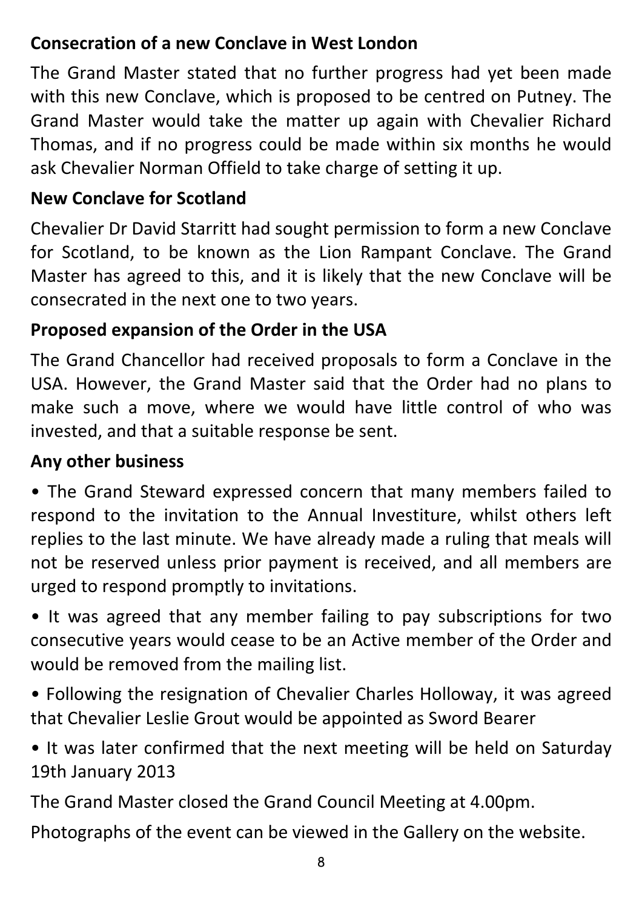**Consecration of a new Conclave in West London**

The Grand Master stated that no further progress had yet been made with this new Conclave, which is proposed to be centred on Putney. The Grand Master would take the matter up again with Chevalier Richard Thomas, and if no progress could be made within six months he would ask Chevalier Norman Offield to take charge of setting it up.

**New Conclave for Scotland**

Chevalier Dr David Starritt had sought permission to form a new Conclave for Scotland, to be known as the Lion Rampant Conclave. The Grand Master has agreed to this, and it is likely that the new Conclave will be consecrated in the next one to two years.

**Proposed expansion of the Order in the USA**

The Grand Chancellor had received proposals to form a Conclave in the USA. However, the Grand Master said that the Order had no plans to make such a move, where we would have little control of who was invested, and that a suitable response be sent.

**Any other business**

- The Grand Steward expressed concern that many members failed to respond to the invitation to the Annual Investiture, whilst others left replies to the last minute. We have already made a ruling that meals will not be reserved unless prior payment is received, and all members are urged to respond promptly to invitations.
- It was agreed that any member failing to pay subscriptions for two consecutive years would cease to be an Active member of the Order and would be removed from the mailing list.
- Following the resignation of Chevalier Charles Holloway, it was agreed that Chevalier Leslie Grout would be appointed as Sword Bearer
- It was later confirmed that the next meeting will be held on Saturday 19th January 2013

The Grand Master closed the Grand Council Meeting at 4.00pm.

Photographs of the event can be viewed in the Gallery on the website.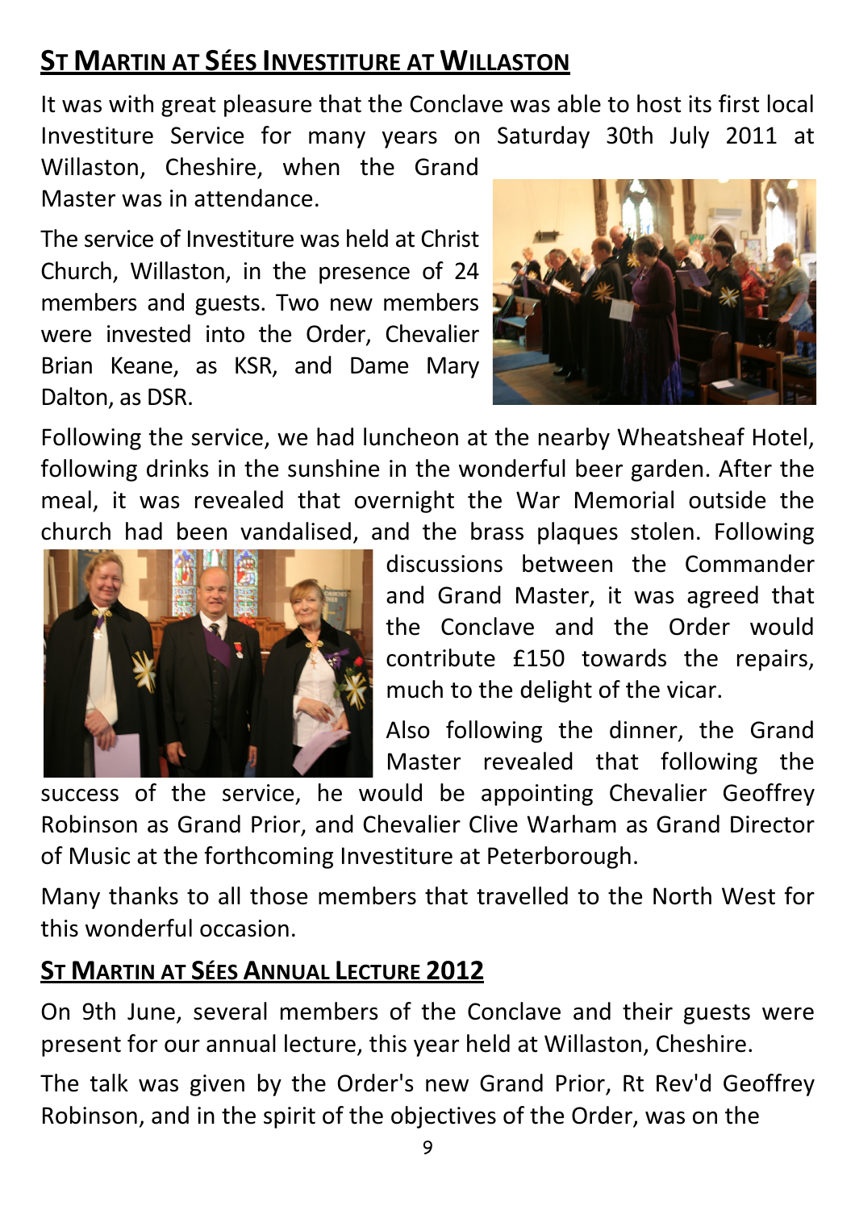## St Martin at Sées Investiture at Willaston

It was with great pleasure that the Conclave was able to host its first local Investiture Service for many years on Saturday 30th July 2011 at Willaston, Cheshire, when the Grand Master was in attendance.

The service of Investiture was held at Christ Church, Willaston, in the presence of 24 members and guests. Two new members were invested into the Order, Chevalier Brian Keane, as KSR, and Dame Mary Dalton, as DSR.

Following the service, we had luncheon at the nearby Wheatsheaf Hotel, following drinks in the sunshine in the wonderful beer garden. After the meal, it was revealed that overnight the War Memorial outside the church had been vandalised, and the brass plaques stolen. Following discussions between the Commander and Grand Master, it was agreed that the Conclave and the Order would contribute £150 towards the repairs, much to the delight of the vicar.

Also following the dinner, the Grand Master revealed that following the success of the service, he would be appointing Chevalier Geoffrey Robinson as Grand Prior, and Chevalier Clive Warham as Grand Director of Music at the forthcoming Investiture at Peterborough.

Many thanks to all those members that travelled to the North West for this wonderful occasion.

## St Martin at Sées Annual Lecture 2012

On 9th June, several members of the Conclave and their guests were present for our annual lecture, this year held at Willaston, Cheshire.

The talk was given by the Order's new Grand Prior, Rt Rev'd Geoffrey Robinson, and in the spirit of the objectives of the Order, was on the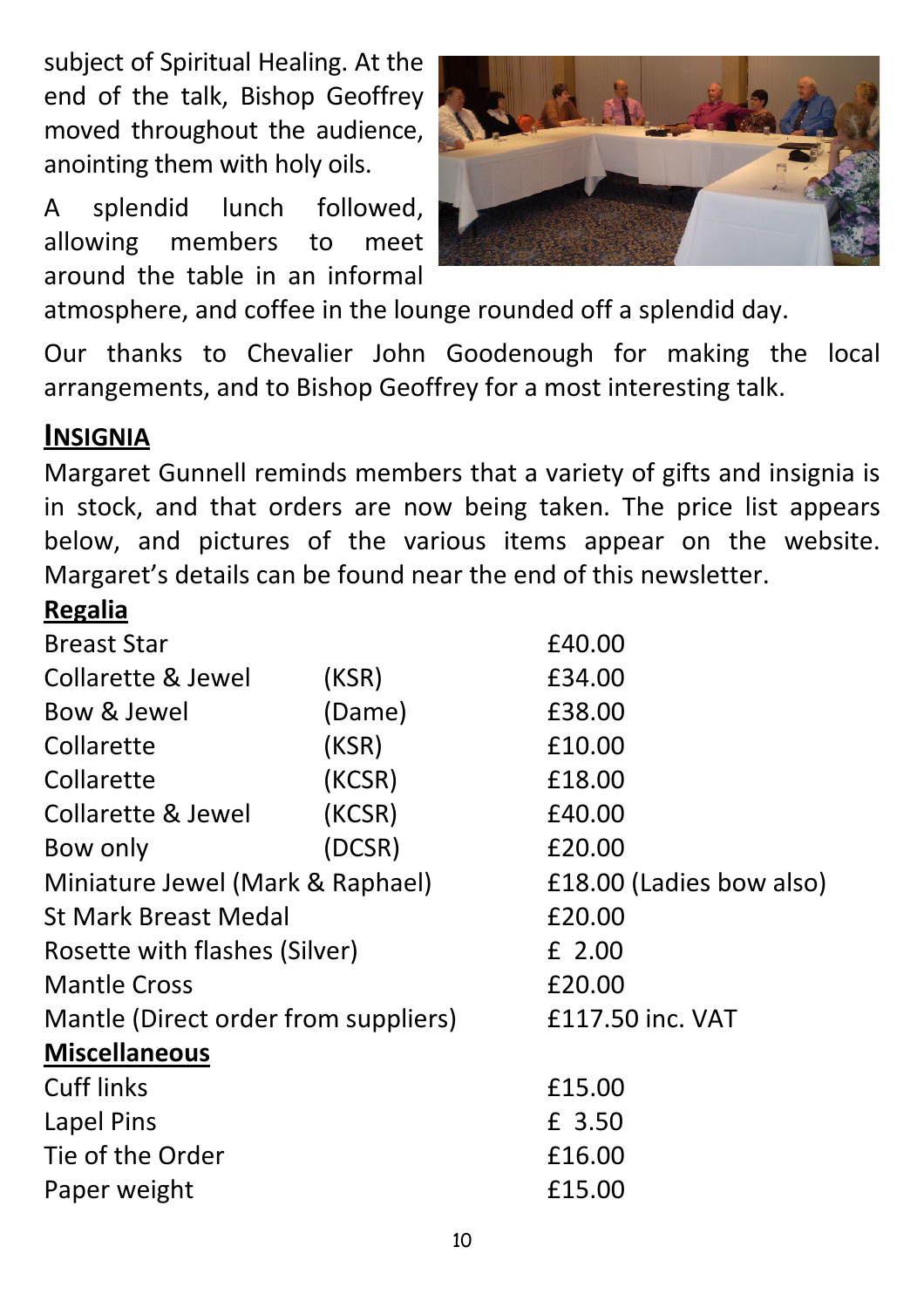subject of Spiritual Healing. At the end of the talk, Bishop Geoffrey moved throughout the audience, anointing them with holy oils.

A splendid lunch followed, allowing members to meet around the table in an informal atmosphere, and coffee in the lounge rounded off a splendid day.

Our thanks to Chevalier John Goodenough for making the local arrangements, and to Bishop Geoffrey for a most interesting talk.

## INSIGNIA

Margaret Gunnell reminds members that a variety of gifts and insignia is in stock, and that orders are now being taken. The price list appears below, and pictures of the various items appear on the website. Margaret's details can be found near the end of this newsletter.

**Regalia**

| Item | | Price |
|---|---|---|
| Breast Star | | £40.00 |
| Collarette & Jewel | (KSR) | £34.00 |
| Bow & Jewel | (Dame) | £38.00 |
| Collarette | (KSR) | £10.00 |
| Collarette | (KCSR) | £18.00 |
| Collarette & Jewel | (KCSR) | £40.00 |
| Bow only | (DCSR) | £20.00 |
| Miniature Jewel (Mark & Raphael) | | £18.00 (Ladies bow also) |
| St Mark Breast Medal | | £20.00 |
| Rosette with flashes (Silver) | | £ 2.00 |
| Mantle Cross | | £20.00 |
| Mantle (Direct order from suppliers) | | £117.50 inc. VAT |

**Miscellaneous**

| Item | Price |
|---|---|
| Cuff links | £15.00 |
| Lapel Pins | £ 3.50 |
| Tie of the Order | £16.00 |
| Paper weight | £15.00 |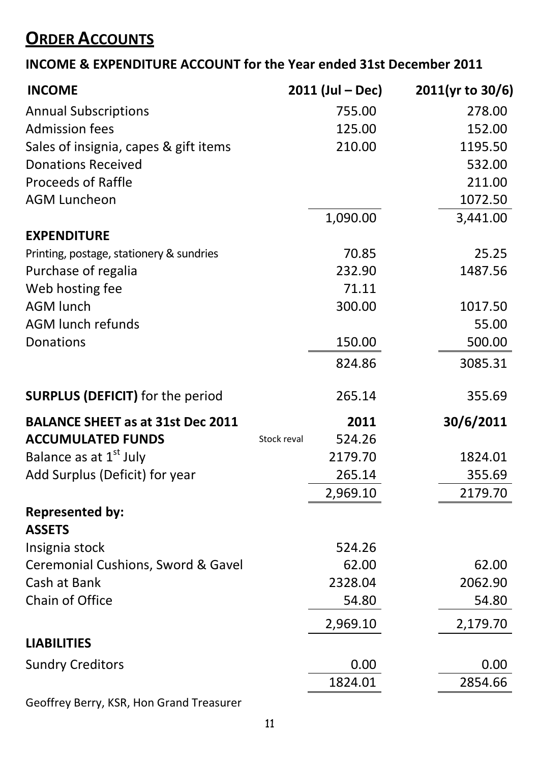# ORDER ACCOUNTS

## INCOME & EXPENDITURE ACCOUNT for the Year ended 31st December 2011

| INCOME | | 2011 (Jul – Dec) | 2011(yr to 30/6) |
|---|---|---|---|
| Annual Subscriptions | | 755.00 | 278.00 |
| Admission fees | | 125.00 | 152.00 |
| Sales of insignia, capes & gift items | | 210.00 | 1195.50 |
| Donations Received | | | 532.00 |
| Proceeds of Raffle | | | 211.00 |
| AGM Luncheon | | | 1072.50 |
| | | 1,090.00 | 3,441.00 |
| **EXPENDITURE** | | | |
| Printing, postage, stationery & sundries | | 70.85 | 25.25 |
| Purchase of regalia | | 232.90 | 1487.56 |
| Web hosting fee | | 71.11 | |
| AGM lunch | | 300.00 | 1017.50 |
| AGM lunch refunds | | | 55.00 |
| Donations | | 150.00 | 500.00 |
| | | 824.86 | 3085.31 |
| **SURPLUS (DEFICIT)** for the period | | 265.14 | 355.69 |
| **BALANCE SHEET as at 31st Dec 2011** | | **2011** | **30/6/2011** |
| **ACCUMULATED FUNDS** | Stock reval | 524.26 | |
| Balance as at 1st July | | 2179.70 | 1824.01 |
| Add Surplus (Deficit) for year | | 265.14 | 355.69 |
| | | 2,969.10 | 2179.70 |
| **Represented by:** | | | |
| **ASSETS** | | | |
| Insignia stock | | 524.26 | |
| Ceremonial Cushions, Sword & Gavel | | 62.00 | 62.00 |
| Cash at Bank | | 2328.04 | 2062.90 |
| Chain of Office | | 54.80 | 54.80 |
| | | 2,969.10 | 2,179.70 |
| **LIABILITIES** | | | |
| Sundry Creditors | | 0.00 | 0.00 |
| | | 1824.01 | 2854.66 |

Geoffrey Berry, KSR, Hon Grand Treasurer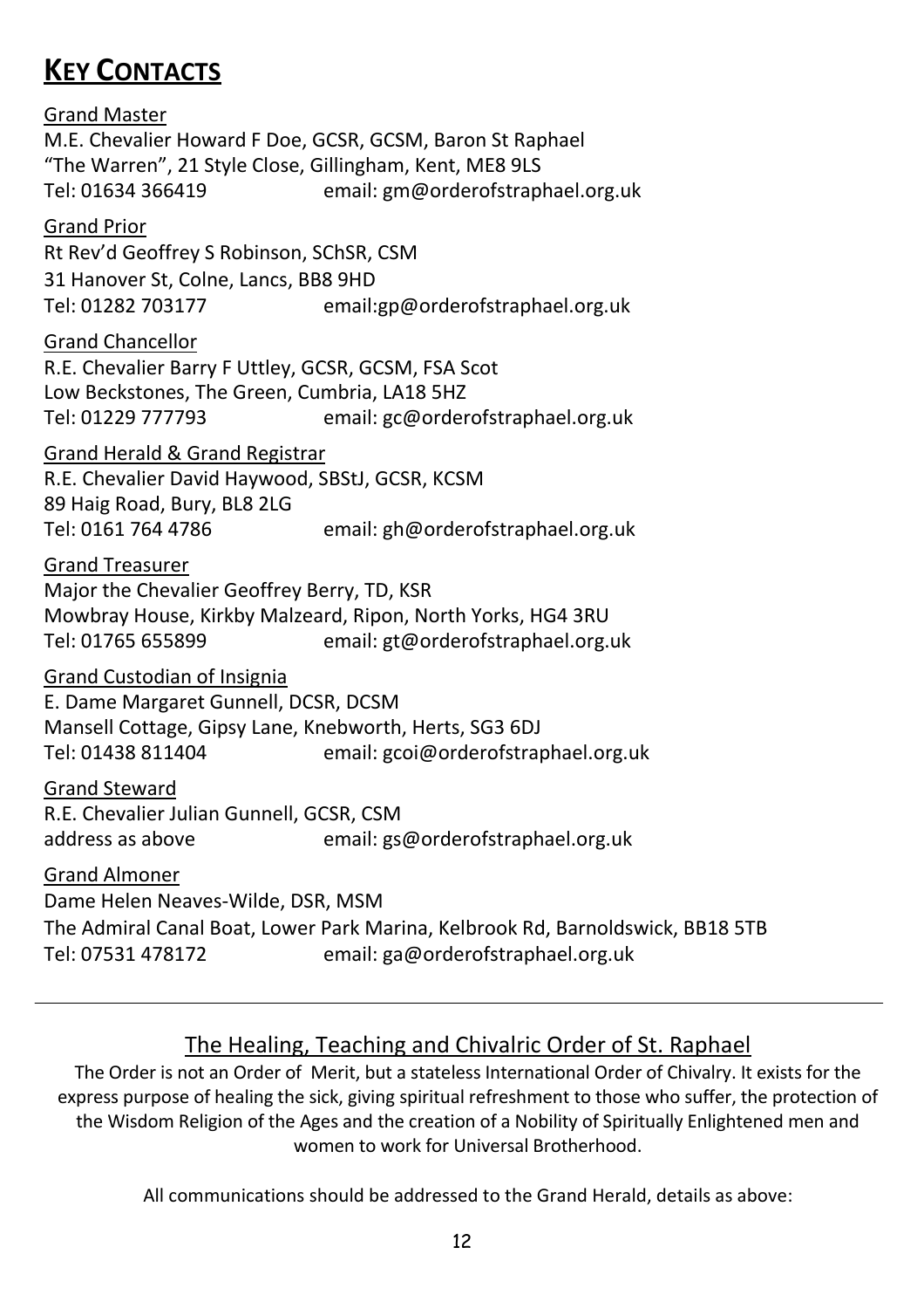# KEY CONTACTS

Grand Master
M.E. Chevalier Howard F Doe, GCSR, GCSM, Baron St Raphael
"The Warren", 21 Style Close, Gillingham, Kent, ME8 9LS
Tel: 01634 366419 email: gm@orderofstraphael.org.uk

Grand Prior
Rt Rev'd Geoffrey S Robinson, SChSR, CSM
31 Hanover St, Colne, Lancs, BB8 9HD
Tel: 01282 703177 email:gp@orderofstraphael.org.uk

Grand Chancellor
R.E. Chevalier Barry F Uttley, GCSR, GCSM, FSA Scot
Low Beckstones, The Green, Cumbria, LA18 5HZ
Tel: 01229 777793 email: gc@orderofstraphael.org.uk

Grand Herald & Grand Registrar
R.E. Chevalier David Haywood, SBStJ, GCSR, KCSM
89 Haig Road, Bury, BL8 2LG
Tel: 0161 764 4786 email: gh@orderofstraphael.org.uk

Grand Treasurer
Major the Chevalier Geoffrey Berry, TD, KSR
Mowbray House, Kirkby Malzeard, Ripon, North Yorks, HG4 3RU
Tel: 01765 655899 email: gt@orderofstraphael.org.uk

Grand Custodian of Insignia
E. Dame Margaret Gunnell, DCSR, DCSM
Mansell Cottage, Gipsy Lane, Knebworth, Herts, SG3 6DJ
Tel: 01438 811404 email: gcoi@orderofstraphael.org.uk

Grand Steward
R.E. Chevalier Julian Gunnell, GCSR, CSM
address as above email: gs@orderofstraphael.org.uk

Grand Almoner
Dame Helen Neaves-Wilde, DSR, MSM
The Admiral Canal Boat, Lower Park Marina, Kelbrook Rd, Barnoldswick, BB18 5TB
Tel: 07531 478172 email: ga@orderofstraphael.org.uk

---

## The Healing, Teaching and Chivalric Order of St. Raphael

The Order is not an Order of Merit, but a stateless International Order of Chivalry. It exists for the express purpose of healing the sick, giving spiritual refreshment to those who suffer, the protection of the Wisdom Religion of the Ages and the creation of a Nobility of Spiritually Enlightened men and women to work for Universal Brotherhood.

All communications should be addressed to the Grand Herald, details as above: